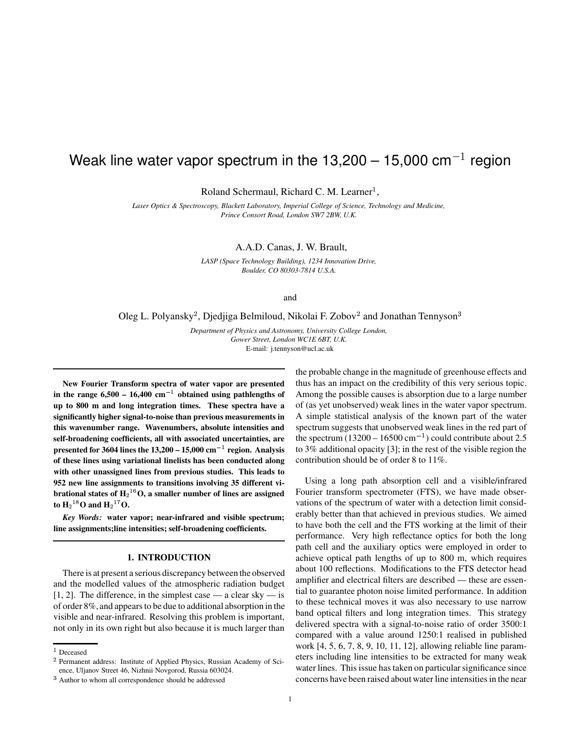# Weak line water vapor spectrum in the 13,200 – 15,000 $cm^{-1}$ region

Roland Schermaul, Richard C. M. Learner[1],

*Laser Optics & Spectroscopy, Blackett Laboratory, Imperial College of Science, Technology and Medicine, Prince Consort Road, London SW7 2BW, U.K.*

A.A.D. Canas, J. W. Brault,

*LASP (Space Technology Building), 1234 Innovation Drive, Boulder, CO 80303-7814 U.S.A.*

and

Oleg L. Polyansky[2], Djedjiga Belmiloud, Nikolai F. Zobov[2] and Jonathan Tennyson[3]

*Department of Physics and Astronomy, University College London, Gower Street, London WC1E 6BT, U.K.*
E-mail: j.tennyson@ucl.ac.uk

**New Fourier Transform spectra of water vapor are presented in the range 6,500 – 16,400 $cm^{-1}$ obtained using pathlengths of up to 800 m and long integration times. These spectra have a significantly higher signal-to-noise than previous measurements in this wavenumber range. Wavenumbers, absolute intensities and self-broadening coefficients, all with associated uncertainties, are presented for 3604 lines the 13,200 – 15,000 $cm^{-1}$ region. Analysis of these lines using variational linelists has been conducted along with other unassigned lines from previous studies. This leads to 952 new line assignments to transitions involving 35 different vibrational states of $H_2{}^{16}O$, a smaller number of lines are assigned to $H_2{}^{18}O$ and $H_2{}^{17}O$.**

***Key Words:*** **water vapor; near-infrared and visible spectrum; line assignments;line intensities; self-broadening coefficients.**

## 1. INTRODUCTION

There is at present a serious discrepancy between the observed and the modelled values of the atmospheric radiation budget [1, 2]. The difference, in the simplest case — a clear sky — is of order 8%, and appears to be due to additional absorption in the visible and near-infrared. Resolving this problem is important, not only in its own right but also because it is much larger than the probable change in the magnitude of greenhouse effects and thus has an impact on the credibility of this very serious topic. Among the possible causes is absorption due to a large number of (as yet unobserved) weak lines in the water vapor spectrum. A simple statistical analysis of the known part of the water spectrum suggests that unobserved weak lines in the red part of the spectrum (13200 – 16500 $cm^{-1}$) could contribute about 2.5 to 3% additional opacity [3]; in the rest of the visible region the contribution should be of order 8 to 11%.

Using a long path absorption cell and a visible/infrared Fourier transform spectrometer (FTS), we have made observations of the spectrum of water with a detection limit considerably better than that achieved in previous studies. We aimed to have both the cell and the FTS working at the limit of their performance. Very high reflectance optics for both the long path cell and the auxiliary optics were employed in order to achieve optical path lengths of up to 800 m, which requires about 100 reflections. Modifications to the FTS detector head amplifier and electrical filters are described — these are essential to guarantee photon noise limited performance. In addition to these technical moves it was also necessary to use narrow band optical filters and long integration times. This strategy delivered spectra with a signal-to-noise ratio of order 3500:1 compared with a value around 1250:1 realised in published work [4, 5, 6, 7, 8, 9, 10, 11, 12], allowing reliable line parameters including line intensities to be extracted for many weak water lines. This issue has taken on particular significance since concerns have been raised about water line intensities in the near

[1] Deceased

[2] Permanent address: Institute of Applied Physics, Russian Academy of Science, Uljanov Street 46, Nizhnii Novgorod, Russia 603024.

[3] Author to whom all correspondence should be addressed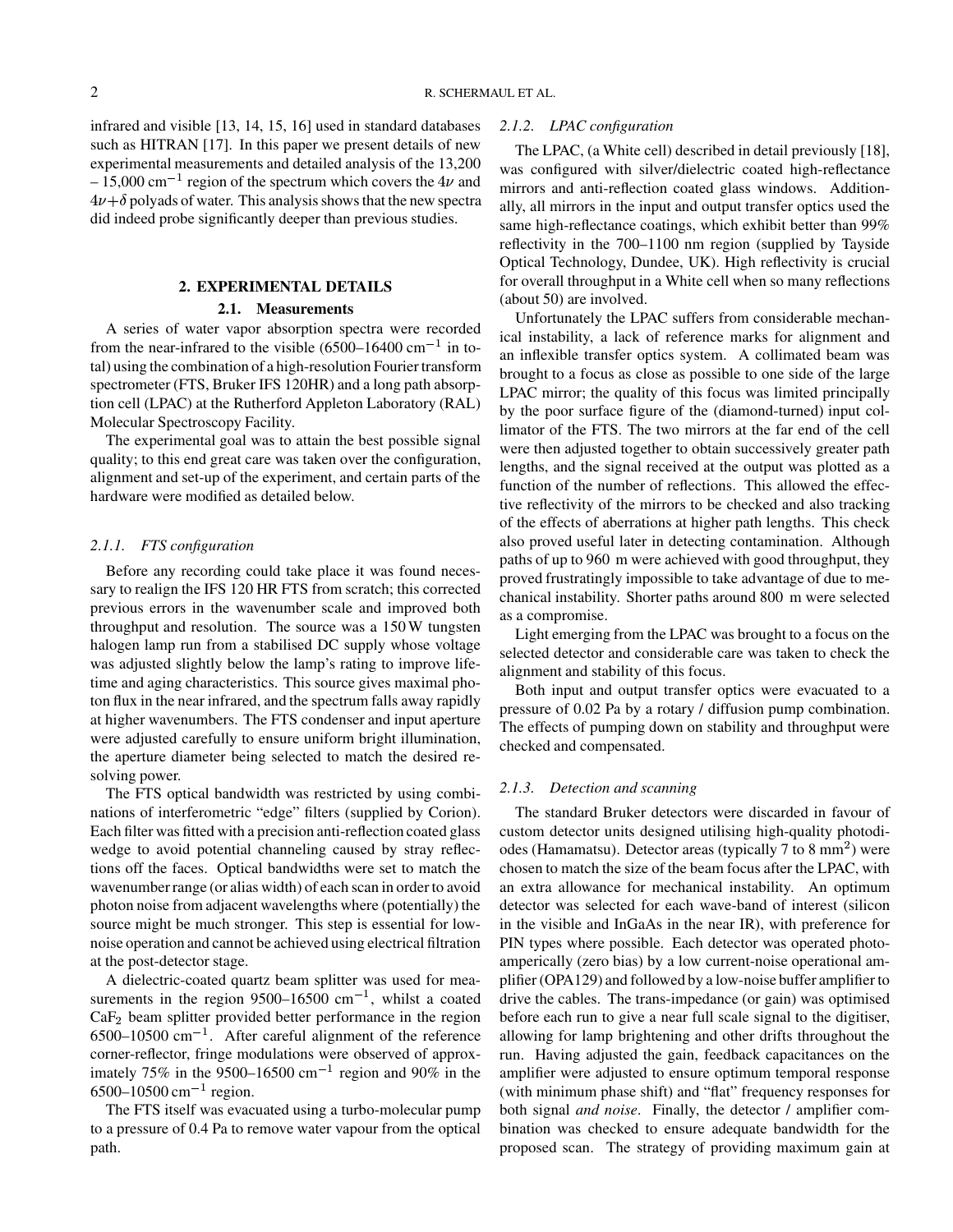infrared and visible [13, 14, 15, 16] used in standard databases such as HITRAN [17]. In this paper we present details of new experimental measurements and detailed analysis of the 13,200 – 15,000 cm$^{-1}$ region of the spectrum which covers the $4\nu$ and $4\nu+\delta$ polyads of water. This analysis shows that the new spectra did indeed probe significantly deeper than previous studies.

## 2. EXPERIMENTAL DETAILS

### 2.1. Measurements

A series of water vapor absorption spectra were recorded from the near-infrared to the visible (6500–16400 cm$^{-1}$ in total) using the combination of a high-resolution Fourier transform spectrometer (FTS, Bruker IFS 120HR) and a long path absorption cell (LPAC) at the Rutherford Appleton Laboratory (RAL) Molecular Spectroscopy Facility.

The experimental goal was to attain the best possible signal quality; to this end great care was taken over the configuration, alignment and set-up of the experiment, and certain parts of the hardware were modified as detailed below.

#### *2.1.1. FTS configuration*

Before any recording could take place it was found necessary to realign the IFS 120 HR FTS from scratch; this corrected previous errors in the wavenumber scale and improved both throughput and resolution. The source was a 150 W tungsten halogen lamp run from a stabilised DC supply whose voltage was adjusted slightly below the lamp's rating to improve lifetime and aging characteristics. This source gives maximal photon flux in the near infrared, and the spectrum falls away rapidly at higher wavenumbers. The FTS condenser and input aperture were adjusted carefully to ensure uniform bright illumination, the aperture diameter being selected to match the desired resolving power.

The FTS optical bandwidth was restricted by using combinations of interferometric "edge" filters (supplied by Corion). Each filter was fitted with a precision anti-reflection coated glass wedge to avoid potential channeling caused by stray reflections off the faces. Optical bandwidths were set to match the wavenumber range (or alias width) of each scan in order to avoid photon noise from adjacent wavelengths where (potentially) the source might be much stronger. This step is essential for low-noise operation and cannot be achieved using electrical filtration at the post-detector stage.

A dielectric-coated quartz beam splitter was used for measurements in the region 9500–16500 cm$^{-1}$, whilst a coated $CaF_2$ beam splitter provided better performance in the region 6500–10500 cm$^{-1}$. After careful alignment of the reference corner-reflector, fringe modulations were observed of approximately 75% in the 9500–16500 cm$^{-1}$ region and 90% in the 6500–10500 cm$^{-1}$ region.

The FTS itself was evacuated using a turbo-molecular pump to a pressure of 0.4 Pa to remove water vapour from the optical path.

#### *2.1.2. LPAC configuration*

The LPAC, (a White cell) described in detail previously [18], was configured with silver/dielectric coated high-reflectance mirrors and anti-reflection coated glass windows. Additionally, all mirrors in the input and output transfer optics used the same high-reflectance coatings, which exhibit better than 99% reflectivity in the 700–1100 nm region (supplied by Tayside Optical Technology, Dundee, UK). High reflectivity is crucial for overall throughput in a White cell when so many reflections (about 50) are involved.

Unfortunately the LPAC suffers from considerable mechanical instability, a lack of reference marks for alignment and an inflexible transfer optics system. A collimated beam was brought to a focus as close as possible to one side of the large LPAC mirror; the quality of this focus was limited principally by the poor surface figure of the (diamond-turned) input collimator of the FTS. The two mirrors at the far end of the cell were then adjusted together to obtain successively greater path lengths, and the signal received at the output was plotted as a function of the number of reflections. This allowed the effective reflectivity of the mirrors to be checked and also tracking of the effects of aberrations at higher path lengths. This check also proved useful later in detecting contamination. Although paths of up to 960 m were achieved with good throughput, they proved frustratingly impossible to take advantage of due to mechanical instability. Shorter paths around 800 m were selected as a compromise.

Light emerging from the LPAC was brought to a focus on the selected detector and considerable care was taken to check the alignment and stability of this focus.

Both input and output transfer optics were evacuated to a pressure of 0.02 Pa by a rotary / diffusion pump combination. The effects of pumping down on stability and throughput were checked and compensated.

#### *2.1.3. Detection and scanning*

The standard Bruker detectors were discarded in favour of custom detector units designed utilising high-quality photodiodes (Hamamatsu). Detector areas (typically 7 to 8 mm$^2$) were chosen to match the size of the beam focus after the LPAC, with an extra allowance for mechanical instability. An optimum detector was selected for each wave-band of interest (silicon in the visible and InGaAs in the near IR), with preference for PIN types where possible. Each detector was operated photoamperically (zero bias) by a low current-noise operational amplifier (OPA129) and followed by a low-noise buffer amplifier to drive the cables. The trans-impedance (or gain) was optimised before each run to give a near full scale signal to the digitiser, allowing for lamp brightening and other drifts throughout the run. Having adjusted the gain, feedback capacitances on the amplifier were adjusted to ensure optimum temporal response (with minimum phase shift) and "flat" frequency responses for both signal *and noise*. Finally, the detector / amplifier combination was checked to ensure adequate bandwidth for the proposed scan. The strategy of providing maximum gain at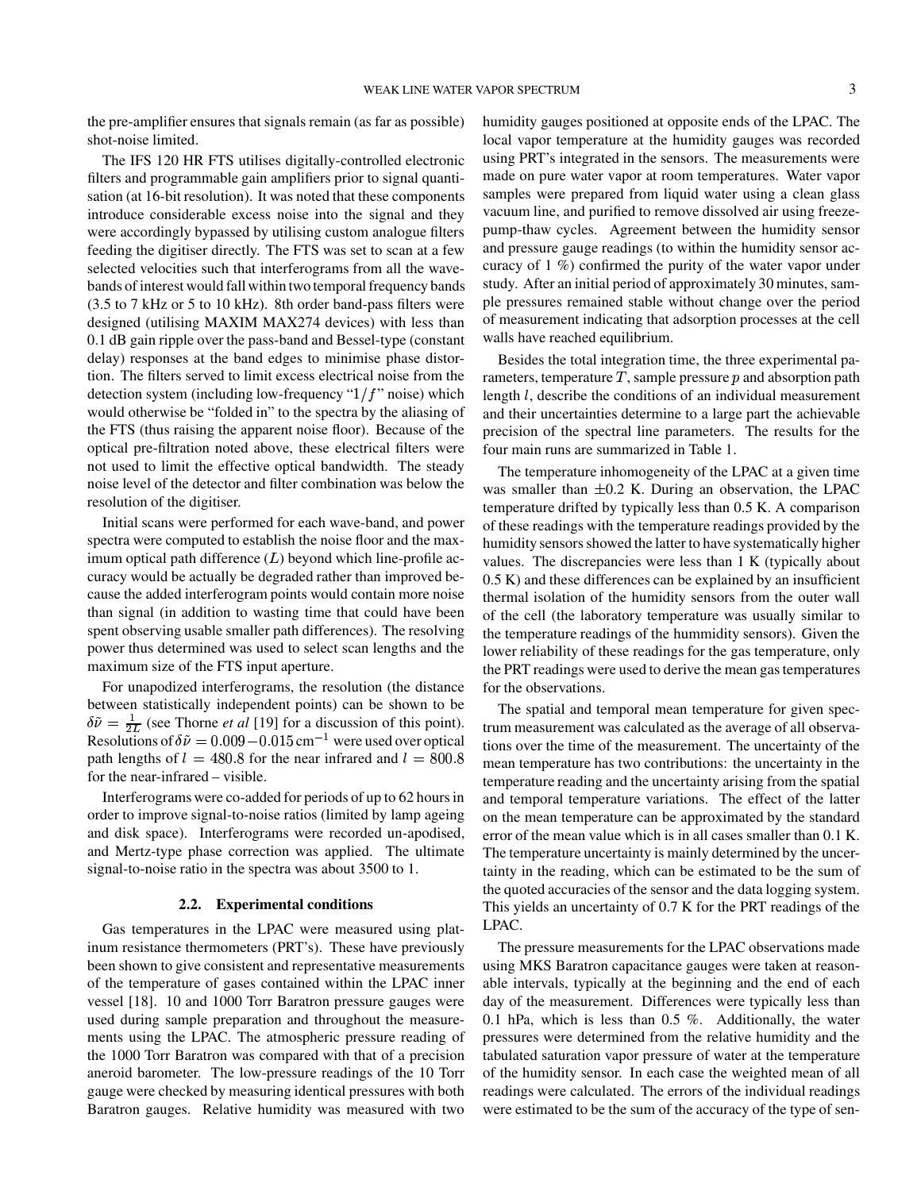the pre-amplifier ensures that signals remain (as far as possible) shot-noise limited.

The IFS 120 HR FTS utilises digitally-controlled electronic filters and programmable gain amplifiers prior to signal quantisation (at 16-bit resolution). It was noted that these components introduce considerable excess noise into the signal and they were accordingly bypassed by utilising custom analogue filters feeding the digitiser directly. The FTS was set to scan at a few selected velocities such that interferograms from all the wavebands of interest would fall within two temporal frequency bands (3.5 to 7 kHz or 5 to 10 kHz). 8th order band-pass filters were designed (utilising MAXIM MAX274 devices) with less than 0.1 dB gain ripple over the pass-band and Bessel-type (constant delay) responses at the band edges to minimise phase distortion. The filters served to limit excess electrical noise from the detection system (including low-frequency "$1/f$" noise) which would otherwise be "folded in" to the spectra by the aliasing of the FTS (thus raising the apparent noise floor). Because of the optical pre-filtration noted above, these electrical filters were not used to limit the effective optical bandwidth. The steady noise level of the detector and filter combination was below the resolution of the digitiser.

Initial scans were performed for each wave-band, and power spectra were computed to establish the noise floor and the maximum optical path difference ($L$) beyond which line-profile accuracy would be actually be degraded rather than improved because the added interferogram points would contain more noise than signal (in addition to wasting time that could have been spent observing usable smaller path differences). The resolving power thus determined was used to select scan lengths and the maximum size of the FTS input aperture.

For unapodized interferograms, the resolution (the distance between statistically independent points) can be shown to be $\delta\tilde{\nu} = \frac{1}{2L}$ (see Thorne *et al* [19] for a discussion of this point). Resolutions of $\delta\tilde{\nu} = 0.009-0.015\,\mathrm{cm}^{-1}$ were used over optical path lengths of $l = 480.8$ for the near infrared and $l = 800.8$ for the near-infrared – visible.

Interferograms were co-added for periods of up to 62 hours in order to improve signal-to-noise ratios (limited by lamp ageing and disk space). Interferograms were recorded un-apodised, and Mertz-type phase correction was applied. The ultimate signal-to-noise ratio in the spectra was about 3500 to 1.

### 2.2. Experimental conditions

Gas temperatures in the LPAC were measured using platinum resistance thermometers (PRT's). These have previously been shown to give consistent and representative measurements of the temperature of gases contained within the LPAC inner vessel [18]. 10 and 1000 Torr Baratron pressure gauges were used during sample preparation and throughout the measurements using the LPAC. The atmospheric pressure reading of the 1000 Torr Baratron was compared with that of a precision aneroid barometer. The low-pressure readings of the 10 Torr gauge were checked by measuring identical pressures with both Baratron gauges. Relative humidity was measured with two humidity gauges positioned at opposite ends of the LPAC. The local vapor temperature at the humidity gauges was recorded using PRT's integrated in the sensors. The measurements were made on pure water vapor at room temperatures. Water vapor samples were prepared from liquid water using a clean glass vacuum line, and purified to remove dissolved air using freeze-pump-thaw cycles. Agreement between the humidity sensor and pressure gauge readings (to within the humidity sensor accuracy of 1 %) confirmed the purity of the water vapor under study. After an initial period of approximately 30 minutes, sample pressures remained stable without change over the period of measurement indicating that adsorption processes at the cell walls have reached equilibrium.

Besides the total integration time, the three experimental parameters, temperature $T$, sample pressure $p$ and absorption path length $l$, describe the conditions of an individual measurement and their uncertainties determine to a large part the achievable precision of the spectral line parameters. The results for the four main runs are summarized in Table 1.

The temperature inhomogeneity of the LPAC at a given time was smaller than $\pm 0.2$ K. During an observation, the LPAC temperature drifted by typically less than 0.5 K. A comparison of these readings with the temperature readings provided by the humidity sensors showed the latter to have systematically higher values. The discrepancies were less than 1 K (typically about 0.5 K) and these differences can be explained by an insufficient thermal isolation of the humidity sensors from the outer wall of the cell (the laboratory temperature was usually similar to the temperature readings of the hummidity sensors). Given the lower reliability of these readings for the gas temperature, only the PRT readings were used to derive the mean gas temperatures for the observations.

The spatial and temporal mean temperature for given spectrum measurement was calculated as the average of all observations over the time of the measurement. The uncertainty of the mean temperature has two contributions: the uncertainty in the temperature reading and the uncertainty arising from the spatial and temporal temperature variations. The effect of the latter on the mean temperature can be approximated by the standard error of the mean value which is in all cases smaller than 0.1 K. The temperature uncertainty is mainly determined by the uncertainty in the reading, which can be estimated to be the sum of the quoted accuracies of the sensor and the data logging system. This yields an uncertainty of 0.7 K for the PRT readings of the LPAC.

The pressure measurements for the LPAC observations made using MKS Baratron capacitance gauges were taken at reasonable intervals, typically at the beginning and the end of each day of the measurement. Differences were typically less than 0.1 hPa, which is less than 0.5 %. Additionally, the water pressures were determined from the relative humidity and the tabulated saturation vapor pressure of water at the temperature of the humidity sensor. In each case the weighted mean of all readings were calculated. The errors of the individual readings were estimated to be the sum of the accuracy of the type of sen-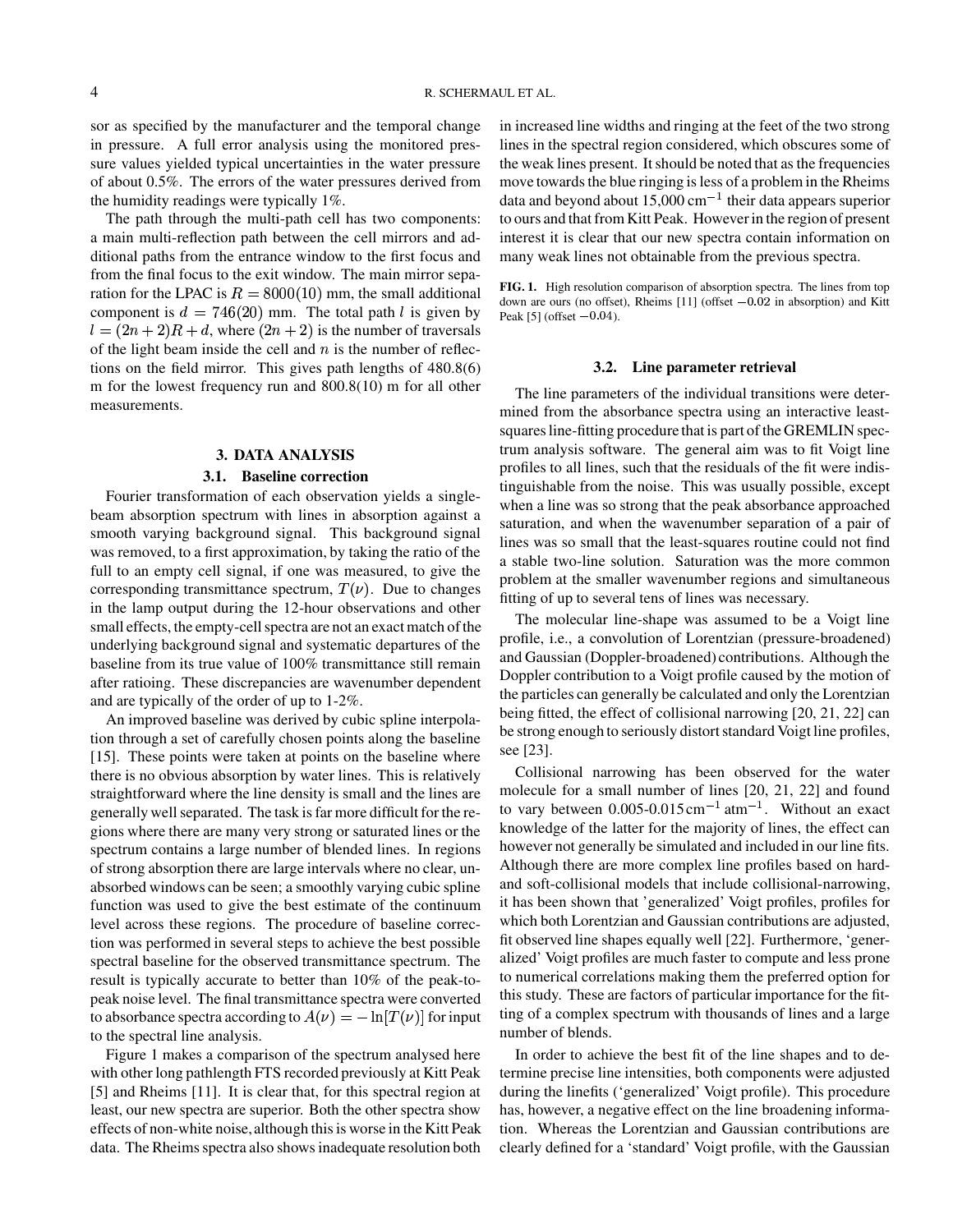sor as specified by the manufacturer and the temporal change in pressure. A full error analysis using the monitored pressure values yielded typical uncertainties in the water pressure of about 0.5%. The errors of the water pressures derived from the humidity readings were typically 1%.

The path through the multi-path cell has two components: a main multi-reflection path between the cell mirrors and additional paths from the entrance window to the first focus and from the final focus to the exit window. The main mirror separation for the LPAC is $R = 8000(10)$ mm, the small additional component is $d = 746(20)$ mm. The total path $l$ is given by $l = (2n + 2)R + d$, where $(2n + 2)$ is the number of traversals of the light beam inside the cell and $n$ is the number of reflections on the field mirror. This gives path lengths of 480.8(6) m for the lowest frequency run and 800.8(10) m for all other measurements.

## 3. DATA ANALYSIS

### 3.1. Baseline correction

Fourier transformation of each observation yields a single-beam absorption spectrum with lines in absorption against a smooth varying background signal. This background signal was removed, to a first approximation, by taking the ratio of the full to an empty cell signal, if one was measured, to give the corresponding transmittance spectrum, $T(\nu)$. Due to changes in the lamp output during the 12-hour observations and other small effects, the empty-cell spectra are not an exact match of the underlying background signal and systematic departures of the baseline from its true value of 100% transmittance still remain after ratioing. These discrepancies are wavenumber dependent and are typically of the order of up to 1-2%.

An improved baseline was derived by cubic spline interpolation through a set of carefully chosen points along the baseline [15]. These points were taken at points on the baseline where there is no obvious absorption by water lines. This is relatively straightforward where the line density is small and the lines are generally well separated. The task is far more difficult for the regions where there are many very strong or saturated lines or the spectrum contains a large number of blended lines. In regions of strong absorption there are large intervals where no clear, unabsorbed windows can be seen; a smoothly varying cubic spline function was used to give the best estimate of the continuum level across these regions. The procedure of baseline correction was performed in several steps to achieve the best possible spectral baseline for the observed transmittance spectrum. The result is typically accurate to better than 10% of the peak-to-peak noise level. The final transmittance spectra were converted to absorbance spectra according to $A(\nu) = -\ln[T(\nu)]$ for input to the spectral line analysis.

Figure 1 makes a comparison of the spectrum analysed here with other long pathlength FTS recorded previously at Kitt Peak [5] and Rheims [11]. It is clear that, for this spectral region at least, our new spectra are superior. Both the other spectra show effects of non-white noise, although this is worse in the Kitt Peak data. The Rheims spectra also shows inadequate resolution both in increased line widths and ringing at the feet of the two strong lines in the spectral region considered, which obscures some of the weak lines present. It should be noted that as the frequencies move towards the blue ringing is less of a problem in the Rheims data and beyond about 15,000 $\text{cm}^{-1}$ their data appears superior to ours and that from Kitt Peak. However in the region of present interest it is clear that our new spectra contain information on many weak lines not obtainable from the previous spectra.

**FIG. 1.** High resolution comparison of absorption spectra. The lines from top down are ours (no offset), Rheims [11] (offset $-0.02$ in absorption) and Kitt Peak [5] (offset $-0.04$).

### 3.2. Line parameter retrieval

The line parameters of the individual transitions were determined from the absorbance spectra using an interactive least-squares line-fitting procedure that is part of the GREMLIN spectrum analysis software. The general aim was to fit Voigt line profiles to all lines, such that the residuals of the fit were indistinguishable from the noise. This was usually possible, except when a line was so strong that the peak absorbance approached saturation, and when the wavenumber separation of a pair of lines was so small that the least-squares routine could not find a stable two-line solution. Saturation was the more common problem at the smaller wavenumber regions and simultaneous fitting of up to several tens of lines was necessary.

The molecular line-shape was assumed to be a Voigt line profile, i.e., a convolution of Lorentzian (pressure-broadened) and Gaussian (Doppler-broadened) contributions. Although the Doppler contribution to a Voigt profile caused by the motion of the particles can generally be calculated and only the Lorentzian being fitted, the effect of collisional narrowing [20, 21, 22] can be strong enough to seriously distort standard Voigt line profiles, see [23].

Collisional narrowing has been observed for the water molecule for a small number of lines [20, 21, 22] and found to vary between 0.005-0.015 $\text{cm}^{-1}\,\text{atm}^{-1}$. Without an exact knowledge of the latter for the majority of lines, the effect can however not generally be simulated and included in our line fits. Although there are more complex line profiles based on hard- and soft-collisional models that include collisional-narrowing, it has been shown that 'generalized' Voigt profiles, profiles for which both Lorentzian and Gaussian contributions are adjusted, fit observed line shapes equally well [22]. Furthermore, 'generalized' Voigt profiles are much faster to compute and less prone to numerical correlations making them the preferred option for this study. These are factors of particular importance for the fitting of a complex spectrum with thousands of lines and a large number of blends.

In order to achieve the best fit of the line shapes and to determine precise line intensities, both components were adjusted during the linefits ('generalized' Voigt profile). This procedure has, however, a negative effect on the line broadening information. Whereas the Lorentzian and Gaussian contributions are clearly defined for a 'standard' Voigt profile, with the Gaussian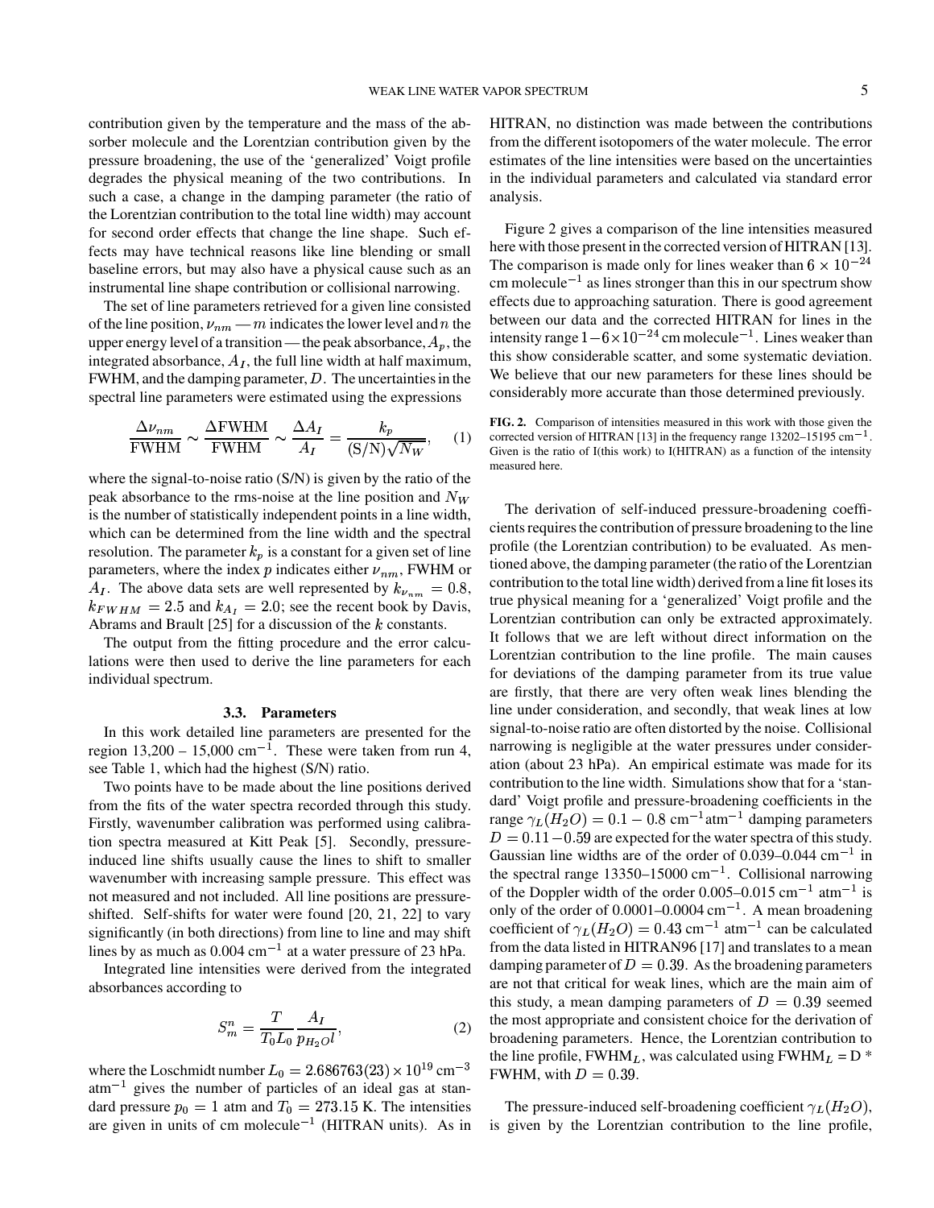contribution given by the temperature and the mass of the absorber molecule and the Lorentzian contribution given by the pressure broadening, the use of the 'generalized' Voigt profile degrades the physical meaning of the two contributions. In such a case, a change in the damping parameter (the ratio of the Lorentzian contribution to the total line width) may account for second order effects that change the line shape. Such effects may have technical reasons like line blending or small baseline errors, but may also have a physical cause such as an instrumental line shape contribution or collisional narrowing.

The set of line parameters retrieved for a given line consisted of the line position, $\nu_{nm}$ — $m$ indicates the lower level and $n$ the upper energy level of a transition — the peak absorbance, $A_p$, the integrated absorbance, $A_I$, the full line width at half maximum, FWHM, and the damping parameter, $D$. The uncertainties in the spectral line parameters were estimated using the expressions

$$\frac{\Delta\nu_{nm}}{\mathrm{FWHM}} \sim \frac{\Delta\mathrm{FWHM}}{\mathrm{FWHM}} \sim \frac{\Delta A_I}{A_I} = \frac{k_p}{(\mathrm{S/N})\sqrt{N_W}}, \quad (1)$$

where the signal-to-noise ratio (S/N) is given by the ratio of the peak absorbance to the rms-noise at the line position and $N_W$ is the number of statistically independent points in a line width, which can be determined from the line width and the spectral resolution. The parameter $k_p$ is a constant for a given set of line parameters, where the index $p$ indicates either $\nu_{nm}$, FWHM or $A_I$. The above data sets are well represented by $k_{\nu_{nm}} = 0.8$, $k_{FWHM} = 2.5$ and $k_{A_I} = 2.0$; see the recent book by Davis, Abrams and Brault [25] for a discussion of the $k$ constants.

The output from the fitting procedure and the error calculations were then used to derive the line parameters for each individual spectrum.

### 3.3. Parameters

In this work detailed line parameters are presented for the region 13,200 – 15,000 cm$^{-1}$. These were taken from run 4, see Table 1, which had the highest (S/N) ratio.

Two points have to be made about the line positions derived from the fits of the water spectra recorded through this study. Firstly, wavenumber calibration was performed using calibration spectra measured at Kitt Peak [5]. Secondly, pressure-induced line shifts usually cause the lines to shift to smaller wavenumber with increasing sample pressure. This effect was not measured and not included. All line positions are pressure-shifted. Self-shifts for water were found [20, 21, 22] to vary significantly (in both directions) from line to line and may shift lines by as much as 0.004 cm$^{-1}$ at a water pressure of 23 hPa.

Integrated line intensities were derived from the integrated absorbances according to

$$S_m^n = \frac{T}{T_0 L_0}\frac{A_I}{p_{H_2O} l}, \quad (2)$$

where the Loschmidt number $L_0 = 2.686763(23) \times 10^{19}$ cm$^{-3}$ atm$^{-1}$ gives the number of particles of an ideal gas at standard pressure $p_0 = 1$ atm and $T_0 = 273.15$ K. The intensities are given in units of cm molecule$^{-1}$ (HITRAN units). As in HITRAN, no distinction was made between the contributions from the different isotopomers of the water molecule. The error estimates of the line intensities were based on the uncertainties in the individual parameters and calculated via standard error analysis.

Figure 2 gives a comparison of the line intensities measured here with those present in the corrected version of HITRAN [13]. The comparison is made only for lines weaker than $6 \times 10^{-24}$ cm molecule$^{-1}$ as lines stronger than this in our spectrum show effects due to approaching saturation. There is good agreement between our data and the corrected HITRAN for lines in the intensity range $1-6 \times 10^{-24}$ cm molecule$^{-1}$. Lines weaker than this show considerable scatter, and some systematic deviation. We believe that our new parameters for these lines should be considerably more accurate than those determined previously.

**FIG. 2.** Comparison of intensities measured in this work with those given the corrected version of HITRAN [13] in the frequency range 13202–15195 cm$^{-1}$. Given is the ratio of I(this work) to I(HITRAN) as a function of the intensity measured here.

The derivation of self-induced pressure-broadening coefficients requires the contribution of pressure broadening to the line profile (the Lorentzian contribution) to be evaluated. As mentioned above, the damping parameter (the ratio of the Lorentzian contribution to the total line width) derived from a line fit loses its true physical meaning for a 'generalized' Voigt profile and the Lorentzian contribution can only be extracted approximately. It follows that we are left without direct information on the Lorentzian contribution to the line profile. The main causes for deviations of the damping parameter from its true value are firstly, that there are very often weak lines blending the line under consideration, and secondly, that weak lines at low signal-to-noise ratio are often distorted by the noise. Collisional narrowing is negligible at the water pressures under consideration (about 23 hPa). An empirical estimate was made for its contribution to the line width. Simulations show that for a 'standard' Voigt profile and pressure-broadening coefficients in the range $\gamma_L(H_2O) = 0.1 - 0.8$ cm$^{-1}$atm$^{-1}$ damping parameters $D = 0.11 - 0.59$ are expected for the water spectra of this study. Gaussian line widths are of the order of 0.039–0.044 cm$^{-1}$ in the spectral range 13350–15000 cm$^{-1}$. Collisional narrowing of the Doppler width of the order 0.005–0.015 cm$^{-1}$ atm$^{-1}$ is only of the order of 0.0001–0.0004 cm$^{-1}$. A mean broadening coefficient of $\gamma_L(H_2O) = 0.43$ cm$^{-1}$ atm$^{-1}$ can be calculated from the data listed in HITRAN96 [17] and translates to a mean damping parameter of $D = 0.39$. As the broadening parameters are not that critical for weak lines, which are the main aim of this study, a mean damping parameters of $D = 0.39$ seemed the most appropriate and consistent choice for the derivation of broadening parameters. Hence, the Lorentzian contribution to the line profile, FWHM$_L$, was calculated using FWHM$_L$ = D * FWHM, with $D = 0.39$.

The pressure-induced self-broadening coefficient $\gamma_L(H_2O)$, is given by the Lorentzian contribution to the line profile,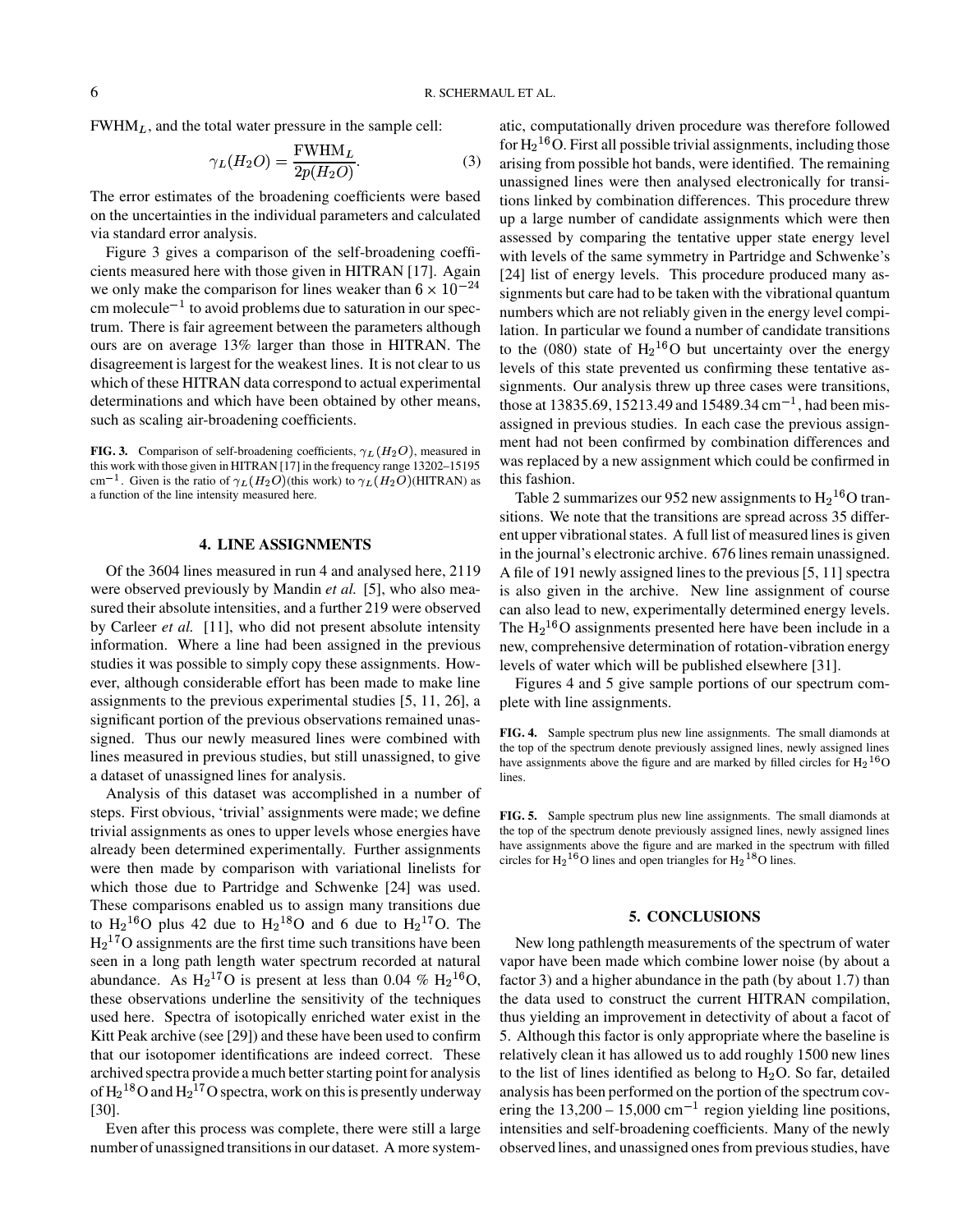FWHM$_L$, and the total water pressure in the sample cell:

$$\gamma_L(H_2O) = \frac{\mathrm{FWHM}_L}{2p(H_2O)}. \quad (3)$$

The error estimates of the broadening coefficients were based on the uncertainties in the individual parameters and calculated via standard error analysis.

Figure 3 gives a comparison of the self-broadening coefficients measured here with those given in HITRAN [17]. Again we only make the comparison for lines weaker than $6 \times 10^{-24}$ cm molecule$^{-1}$ to avoid problems due to saturation in our spectrum. There is fair agreement between the parameters although ours are on average 13% larger than those in HITRAN. The disagreement is largest for the weakest lines. It is not clear to us which of these HITRAN data correspond to actual experimental determinations and which have been obtained by other means, such as scaling air-broadening coefficients.

**FIG. 3.** Comparison of self-broadening coefficients, $\gamma_L(H_2O)$, measured in this work with those given in HITRAN [17] in the frequency range 13202–15195 cm$^{-1}$. Given is the ratio of $\gamma_L(H_2O)$(this work) to $\gamma_L(H_2O)$(HITRAN) as a function of the line intensity measured here.

## 4. LINE ASSIGNMENTS

Of the 3604 lines measured in run 4 and analysed here, 2119 were observed previously by Mandin *et al.* [5], who also measured their absolute intensities, and a further 219 were observed by Carleer *et al.* [11], who did not present absolute intensity information. Where a line had been assigned in the previous studies it was possible to simply copy these assignments. However, although considerable effort has been made to make line assignments to the previous experimental studies [5, 11, 26], a significant portion of the previous observations remained unassigned. Thus our newly measured lines were combined with lines measured in previous studies, but still unassigned, to give a dataset of unassigned lines for analysis.

Analysis of this dataset was accomplished in a number of steps. First obvious, 'trivial' assignments were made; we define trivial assignments as ones to upper levels whose energies have already been determined experimentally. Further assignments were then made by comparison with variational linelists for which those due to Partridge and Schwenke [24] was used. These comparisons enabled us to assign many transitions due to $H_2{}^{16}O$ plus 42 due to $H_2{}^{18}O$ and 6 due to $H_2{}^{17}O$. The $H_2{}^{17}O$ assignments are the first time such transitions have been seen in a long path length water spectrum recorded at natural abundance. As $H_2{}^{17}O$ is present at less than 0.04 % $H_2{}^{16}O$, these observations underline the sensitivity of the techniques used here. Spectra of isotopically enriched water exist in the Kitt Peak archive (see [29]) and these have been used to confirm that our isotopomer identifications are indeed correct. These archived spectra provide a much better starting point for analysis of $H_2{}^{18}O$ and $H_2{}^{17}O$ spectra, work on this is presently underway [30].

Even after this process was complete, there were still a large number of unassigned transitions in our dataset. A more systematic, computationally driven procedure was therefore followed for $H_2{}^{16}O$. First all possible trivial assignments, including those arising from possible hot bands, were identified. The remaining unassigned lines were then analysed electronically for transitions linked by combination differences. This procedure threw up a large number of candidate assignments which were then assessed by comparing the tentative upper state energy level with levels of the same symmetry in Partridge and Schwenke's [24] list of energy levels. This procedure produced many assignments but care had to be taken with the vibrational quantum numbers which are not reliably given in the energy level compilation. In particular we found a number of candidate transitions to the (080) state of $H_2{}^{16}O$ but uncertainty over the energy levels of this state prevented us confirming these tentative assignments. Our analysis threw up three cases were transitions, those at 13835.69, 15213.49 and 15489.34 cm$^{-1}$, had been misassigned in previous studies. In each case the previous assignment had not been confirmed by combination differences and was replaced by a new assignment which could be confirmed in this fashion.

Table 2 summarizes our 952 new assignments to $H_2{}^{16}O$ transitions. We note that the transitions are spread across 35 different upper vibrational states. A full list of measured lines is given in the journal's electronic archive. 676 lines remain unassigned. A file of 191 newly assigned lines to the previous [5, 11] spectra is also given in the archive. New line assignment of course can also lead to new, experimentally determined energy levels. The $H_2{}^{16}O$ assignments presented here have been include in a new, comprehensive determination of rotation-vibration energy levels of water which will be published elsewhere [31].

Figures 4 and 5 give sample portions of our spectrum complete with line assignments.

**FIG. 4.** Sample spectrum plus new line assignments. The small diamonds at the top of the spectrum denote previously assigned lines, newly assigned lines have assignments above the figure and are marked by filled circles for $H_2{}^{16}O$ lines.

**FIG. 5.** Sample spectrum plus new line assignments. The small diamonds at the top of the spectrum denote previously assigned lines, newly assigned lines have assignments above the figure and are marked in the spectrum with filled circles for $H_2{}^{16}O$ lines and open triangles for $H_2{}^{18}O$ lines.

## 5. CONCLUSIONS

New long pathlength measurements of the spectrum of water vapor have been made which combine lower noise (by about a factor 3) and a higher abundance in the path (by about 1.7) than the data used to construct the current HITRAN compilation, thus yielding an improvement in detectivity of about a facot of 5. Although this factor is only appropriate where the baseline is relatively clean it has allowed us to add roughly 1500 new lines to the list of lines identified as belong to $H_2O$. So far, detailed analysis has been performed on the portion of the spectrum covering the 13,200 – 15,000 cm$^{-1}$ region yielding line positions, intensities and self-broadening coefficients. Many of the newly observed lines, and unassigned ones from previous studies, have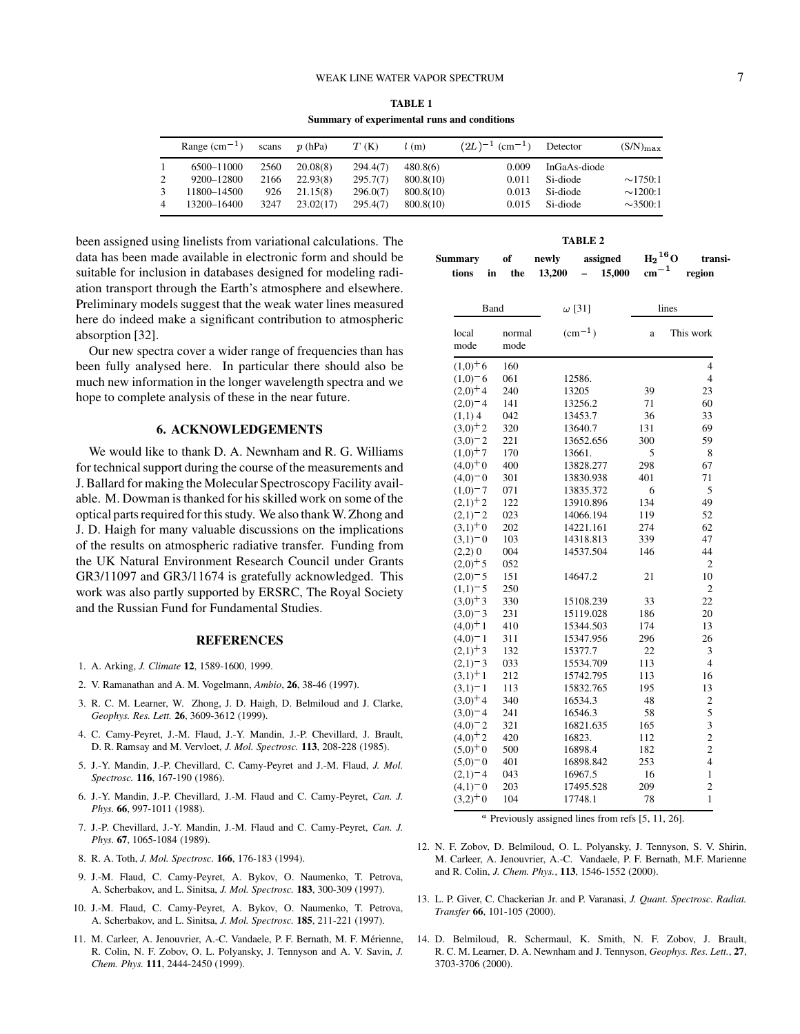**TABLE 1**

**Summary of experimental runs and conditions**

| | Range (cm$^{-1}$) | scans | $p$ (hPa) | $T$ (K) | $l$ (m) | $(2L)^{-1}$ (cm$^{-1}$) | Detector | (S/N)$_{\max}$ |
|---|---|---|---|---|---|---|---|---|
| 1 | 6500–11000 | 2560 | 20.08(8) | 294.4(7) | 480.8(6) | 0.009 | InGaAs-diode | |
| 2 | 9200–12800 | 2166 | 22.93(8) | 295.7(7) | 800.8(10) | 0.011 | Si-diode | ∼1750:1 |
| 3 | 11800–14500 | 926 | 21.15(8) | 296.0(7) | 800.8(10) | 0.013 | Si-diode | ∼1200:1 |
| 4 | 13200–16400 | 3247 | 23.02(17) | 295.4(7) | 800.8(10) | 0.015 | Si-diode | ∼3500:1 |

been assigned using linelists from variational calculations. The data has been made available in electronic form and should be suitable for inclusion in databases designed for modeling radiation transport through the Earth's atmosphere and elsewhere. Preliminary models suggest that the weak water lines measured here do indeed make a significant contribution to atmospheric absorption [32].

Our new spectra cover a wider range of frequencies than has been fully analysed here. In particular there should also be much new information in the longer wavelength spectra and we hope to complete analysis of these in the near future.

## 6. ACKNOWLEDGEMENTS

We would like to thank D. A. Newnham and R. G. Williams for technical support during the course of the measurements and J. Ballard for making the Molecular Spectroscopy Facility available. M. Dowman is thanked for his skilled work on some of the optical parts required for this study. We also thank W. Zhong and J. D. Haigh for many valuable discussions on the implications of the results on atmospheric radiative transfer. Funding from the UK Natural Environment Research Council under Grants GR3/11097 and GR3/11674 is gratefully acknowledged. This work was also partly supported by ERSRC, The Royal Society and the Russian Fund for Fundamental Studies.

**TABLE 2**

**Summary of newly assigned $H_2{}^{16}O$ transitions in the 13,200 – 15,000 cm$^{-1}$ region**

| Band | | $\omega$ [31] | lines | |
|---|---|---|---|---|
| local mode | normal mode | (cm$^{-1}$) | a | This work |
| $(1,0)^+6$ | 160 | | | 4 |
| $(1,0)^-6$ | 061 | 12586. | | 4 |
| $(2,0)^+4$ | 240 | 13205 | 39 | 23 |
| $(2,0)^-4$ | 141 | 13256.2 | 71 | 60 |
| $(1,1)\ 4$ | 042 | 13453.7 | 36 | 33 |
| $(3,0)^+2$ | 320 | 13640.7 | 131 | 69 |
| $(3,0)^-2$ | 221 | 13652.656 | 300 | 59 |
| $(1,0)^+7$ | 170 | 13661. | 5 | 8 |
| $(4,0)^+0$ | 400 | 13828.277 | 298 | 67 |
| $(4,0)^-0$ | 301 | 13830.938 | 401 | 71 |
| $(1,0)^-7$ | 071 | 13835.372 | 6 | 5 |
| $(2,1)^+2$ | 122 | 13910.896 | 134 | 49 |
| $(2,1)^-2$ | 023 | 14066.194 | 119 | 52 |
| $(3,1)^+0$ | 202 | 14221.161 | 274 | 62 |
| $(3,1)^-0$ | 103 | 14318.813 | 339 | 47 |
| $(2,2)\ 0$ | 004 | 14537.504 | 146 | 44 |
| $(2,0)^+5$ | 052 | | | 2 |
| $(2,0)^-5$ | 151 | 14647.2 | 21 | 10 |
| $(1,1)^-5$ | 250 | | | 2 |
| $(3,0)^+3$ | 330 | 15108.239 | 33 | 22 |
| $(3,0)^-3$ | 231 | 15119.028 | 186 | 20 |
| $(4,0)^+1$ | 410 | 15344.503 | 174 | 13 |
| $(4,0)^-1$ | 311 | 15347.956 | 296 | 26 |
| $(2,1)^+3$ | 132 | 15377.7 | 22 | 3 |
| $(2,1)^-3$ | 033 | 15534.709 | 113 | 4 |
| $(3,1)^+1$ | 212 | 15742.795 | 113 | 16 |
| $(3,1)^-1$ | 113 | 15832.765 | 195 | 13 |
| $(3,0)^+4$ | 340 | 16534.3 | 48 | 2 |
| $(3,0)^-4$ | 241 | 16546.3 | 58 | 5 |
| $(4,0)^-2$ | 321 | 16821.635 | 165 | 3 |
| $(4,0)^+2$ | 420 | 16823. | 112 | 2 |
| $(5,0)^+0$ | 500 | 16898.4 | 182 | 2 |
| $(5,0)^-0$ | 401 | 16898.842 | 253 | 4 |
| $(2,1)^-4$ | 043 | 16967.5 | 16 | 1 |
| $(4,1)^-0$ | 203 | 17495.528 | 209 | 2 |
| $(3,2)^+0$ | 104 | 17748.1 | 78 | 1 |

$^a$ Previously assigned lines from refs [5, 11, 26].

## REFERENCES

1. A. Arking, *J. Climate* **12**, 1589-1600, 1999.
2. V. Ramanathan and A. M. Vogelmann, *Ambio*, **26**, 38-46 (1997).
3. R. C. M. Learner, W. Zhong, J. D. Haigh, D. Belmiloud and J. Clarke, *Geophys. Res. Lett.* **26**, 3609-3612 (1999).
4. C. Camy-Peyret, J.-M. Flaud, J.-Y. Mandin, J.-P. Chevillard, J. Brault, D. R. Ramsay and M. Vervloet, *J. Mol. Spectrosc.* **113**, 208-228 (1985).
5. J.-Y. Mandin, J.-P. Chevillard, C. Camy-Peyret and J.-M. Flaud, *J. Mol. Spectrosc.* **116**, 167-190 (1986).
6. J.-Y. Mandin, J.-P. Chevillard, J.-M. Flaud and C. Camy-Peyret, *Can. J. Phys.* **66**, 997-1011 (1988).
7. J.-P. Chevillard, J.-Y. Mandin, J.-M. Flaud and C. Camy-Peyret, *Can. J. Phys.* **67**, 1065-1084 (1989).
8. R. A. Toth, *J. Mol. Spectrosc.* **166**, 176-183 (1994).
9. J.-M. Flaud, C. Camy-Peyret, A. Bykov, O. Naumenko, T. Petrova, A. Scherbakov, and L. Sinitsa, *J. Mol. Spectrosc.* **183**, 300-309 (1997).
10. J.-M. Flaud, C. Camy-Peyret, A. Bykov, O. Naumenko, T. Petrova, A. Scherbakov, and L. Sinitsa, *J. Mol. Spectrosc.* **185**, 211-221 (1997).
11. M. Carleer, A. Jenouvrier, A.-C. Vandaele, P. F. Bernath, M. F. Mérienne, R. Colin, N. F. Zobov, O. L. Polyansky, J. Tennyson and A. V. Savin, *J. Chem. Phys.* **111**, 2444-2450 (1999).
12. N. F. Zobov, D. Belmiloud, O. L. Polyansky, J. Tennyson, S. V. Shirin, M. Carleer, A. Jenouvrier, A.-C. Vandaele, P. F. Bernath, M.F. Marienne and R. Colin, *J. Chem. Phys.*, **113**, 1546-1552 (2000).
13. L. P. Giver, C. Chackerian Jr. and P. Varanasi, *J. Quant. Spectrosc. Radiat. Transfer* **66**, 101-105 (2000).
14. D. Belmiloud, R. Schermaul, K. Smith, N. F. Zobov, J. Brault, R. C. M. Learner, D. A. Newnham and J. Tennyson, *Geophys. Res. Lett.*, **27**, 3703-3706 (2000).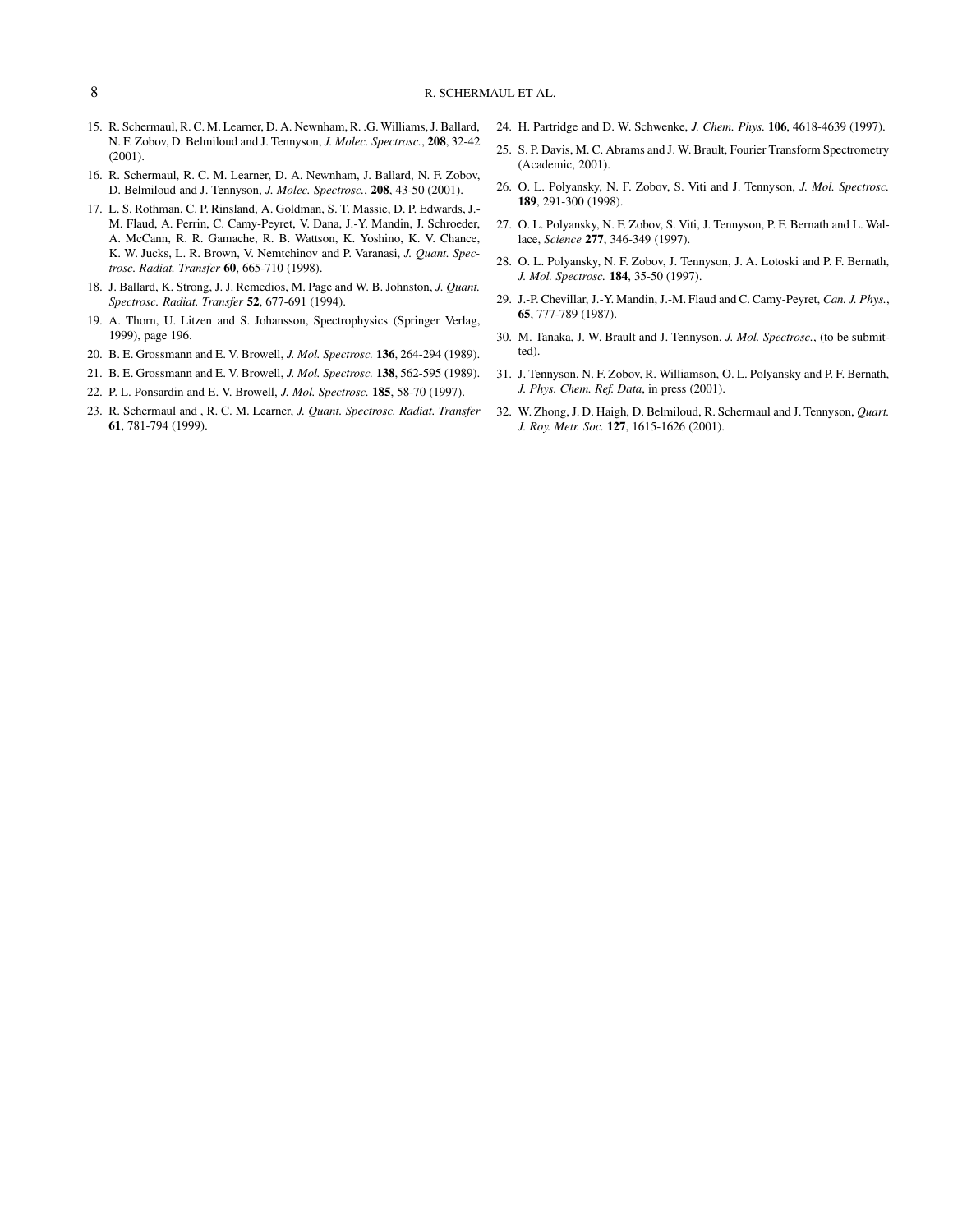15. R. Schermaul, R. C. M. Learner, D. A. Newnham, R. .G. Williams, J. Ballard, N. F. Zobov, D. Belmiloud and J. Tennyson, *J. Molec. Spectrosc.*, **208**, 32-42 (2001).
16. R. Schermaul, R. C. M. Learner, D. A. Newnham, J. Ballard, N. F. Zobov, D. Belmiloud and J. Tennyson, *J. Molec. Spectrosc.*, **208**, 43-50 (2001).
17. L. S. Rothman, C. P. Rinsland, A. Goldman, S. T. Massie, D. P. Edwards, J.-M. Flaud, A. Perrin, C. Camy-Peyret, V. Dana, J.-Y. Mandin, J. Schroeder, A. McCann, R. R. Gamache, R. B. Wattson, K. Yoshino, K. V. Chance, K. W. Jucks, L. R. Brown, V. Nemtchinov and P. Varanasi, *J. Quant. Spectrosc. Radiat. Transfer* **60**, 665-710 (1998).
18. J. Ballard, K. Strong, J. J. Remedios, M. Page and W. B. Johnston, *J. Quant. Spectrosc. Radiat. Transfer* **52**, 677-691 (1994).
19. A. Thorn, U. Litzen and S. Johansson, Spectrophysics (Springer Verlag, 1999), page 196.
20. B. E. Grossmann and E. V. Browell, *J. Mol. Spectrosc.* **136**, 264-294 (1989).
21. B. E. Grossmann and E. V. Browell, *J. Mol. Spectrosc.* **138**, 562-595 (1989).
22. P. L. Ponsardin and E. V. Browell, *J. Mol. Spectrosc.* **185**, 58-70 (1997).
23. R. Schermaul and , R. C. M. Learner, *J. Quant. Spectrosc. Radiat. Transfer* **61**, 781-794 (1999).
24. H. Partridge and D. W. Schwenke, *J. Chem. Phys.* **106**, 4618-4639 (1997).
25. S. P. Davis, M. C. Abrams and J. W. Brault, Fourier Transform Spectrometry (Academic, 2001).
26. O. L. Polyansky, N. F. Zobov, S. Viti and J. Tennyson, *J. Mol. Spectrosc.* **189**, 291-300 (1998).
27. O. L. Polyansky, N. F. Zobov, S. Viti, J. Tennyson, P. F. Bernath and L. Wallace, *Science* **277**, 346-349 (1997).
28. O. L. Polyansky, N. F. Zobov, J. Tennyson, J. A. Lotoski and P. F. Bernath, *J. Mol. Spectrosc.* **184**, 35-50 (1997).
29. J.-P. Chevillar, J.-Y. Mandin, J.-M. Flaud and C. Camy-Peyret, *Can. J. Phys.*, **65**, 777-789 (1987).
30. M. Tanaka, J. W. Brault and J. Tennyson, *J. Mol. Spectrosc.*, (to be submitted).
31. J. Tennyson, N. F. Zobov, R. Williamson, O. L. Polyansky and P. F. Bernath, *J. Phys. Chem. Ref. Data*, in press (2001).
32. W. Zhong, J. D. Haigh, D. Belmiloud, R. Schermaul and J. Tennyson, *Quart. J. Roy. Metr. Soc.* **127**, 1615-1626 (2001).